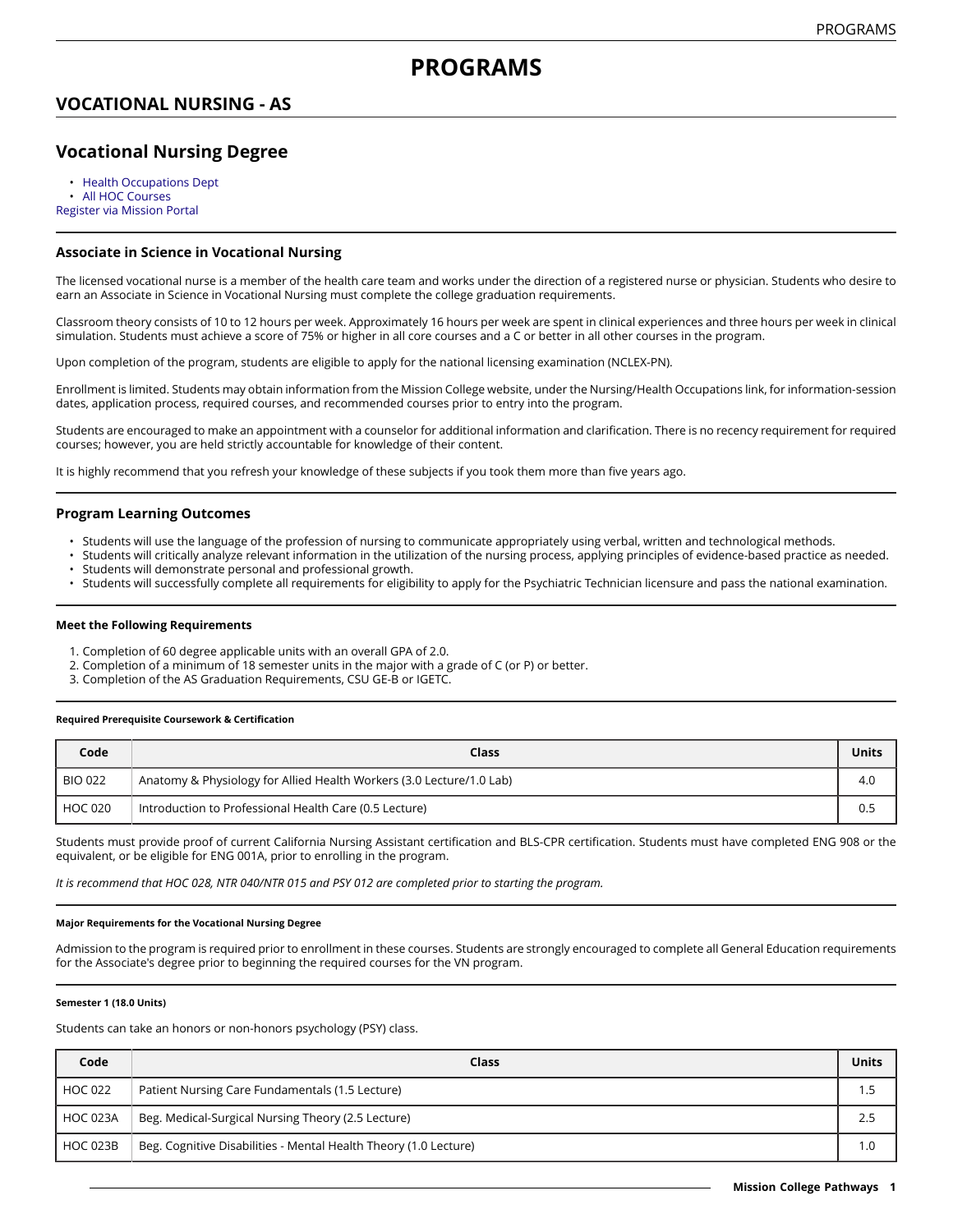# PROGRAMS

## VOCATIONAL NURSING - AS

## Vocational Nursing Degree

- Health Occupations Dept
- All HOC Courses

Register via Mission Portal

### Associate in Science in Vocational Nursing

The licensed vocational nurse is a member of the health care team and works under the direction of a registered nurse or physician. Students who desire to earn an Associate in Science in Vocational Nursing must complete the college graduation requirements.

Classroom theory consists of 10 to 12 hours per week. Approximately 16 hours per week are spent in clinical experiences and three hours per week in clinical simulation. Students must achieve a score of 75% or higher in all core courses and a C or better in all other courses in the program.

Upon completion of the program, students are eligible to apply for the national licensing examination (NCLEX-PN).

Enrollment is limited. Students may obtain information from the Mission College website, under the Nursing/Health Occupations link, for information-session dates, application process, required courses, and recommended courses prior to entry into the program.

Students are encouraged to make an appointment with a counselor for additional information and clarification. There is no recency requirement for required courses; however, you are held strictly accountable for knowledge of their content.

It is highly recommend that you refresh your knowledge of these subjects if you took them more than five years ago.

### Program Learning Outcomes

- Students will use the language of the profession of nursing to communicate appropriately using verbal, written and technological methods.
- Students will critically analyze relevant information in the utilization of the nursing process, applying principles of evidence-based practice as needed.
- Students will demonstrate personal and professional growth.
- Students will successfully complete all requirements for eligibility to apply for the Psychiatric Technician licensure and pass the national examination.

#### Meet the Following Requirements

1. Completion of 60 degree applicable units with an overall GPA of 2.0.
2. Completion of a minimum of 18 semester units in the major with a grade of C (or P) or better.
3. Completion of the AS Graduation Requirements, CSU GE-B or IGETC.

##### Required Prerequisite Coursework & Certification

| Code | Class | Units |
| --- | --- | --- |
| BIO 022 | Anatomy & Physiology for Allied Health Workers (3.0 Lecture/1.0 Lab) | 4.0 |
| HOC 020 | Introduction to Professional Health Care (0.5 Lecture) | 0.5 |

Students must provide proof of current California Nursing Assistant certification and BLS-CPR certification. Students must have completed ENG 908 or the equivalent, or be eligible for ENG 001A, prior to enrolling in the program.

*It is recommend that HOC 028, NTR 040/NTR 015 and PSY 012 are completed prior to starting the program.*

##### Major Requirements for the Vocational Nursing Degree

Admission to the program is required prior to enrollment in these courses. Students are strongly encouraged to complete all General Education requirements for the Associate's degree prior to beginning the required courses for the VN program.

##### Semester 1 (18.0 Units)

Students can take an honors or non-honors psychology (PSY) class.

| Code | Class | Units |
| --- | --- | --- |
| HOC 022 | Patient Nursing Care Fundamentals (1.5 Lecture) | 1.5 |
| HOC 023A | Beg. Medical-Surgical Nursing Theory (2.5 Lecture) | 2.5 |
| HOC 023B | Beg. Cognitive Disabilities - Mental Health Theory (1.0 Lecture) | 1.0 |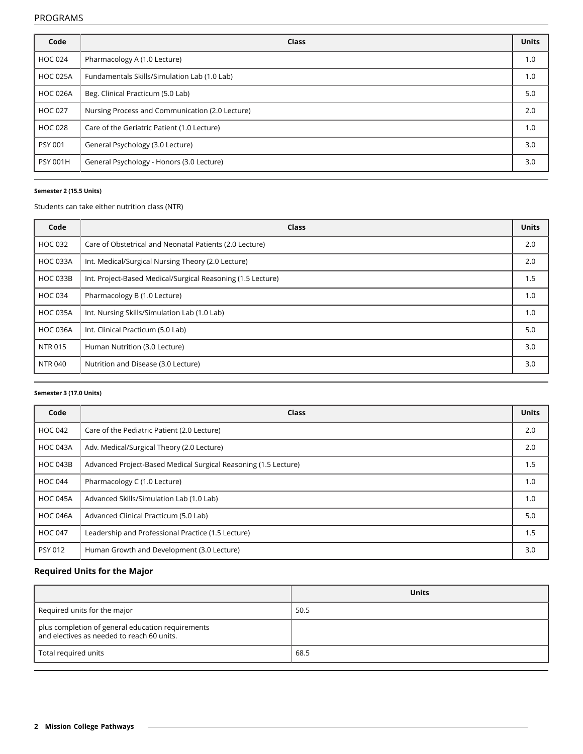| Code | Class | Units |
|---|---|---|
| HOC 024 | Pharmacology A (1.0 Lecture) | 1.0 |
| HOC 025A | Fundamentals Skills/Simulation Lab (1.0 Lab) | 1.0 |
| HOC 026A | Beg. Clinical Practicum (5.0 Lab) | 5.0 |
| HOC 027 | Nursing Process and Communication (2.0 Lecture) | 2.0 |
| HOC 028 | Care of the Geriatric Patient (1.0 Lecture) | 1.0 |
| PSY 001 | General Psychology (3.0 Lecture) | 3.0 |
| PSY 001H | General Psychology - Honors (3.0 Lecture) | 3.0 |

**Semester 2 (15.5 Units)**

Students can take either nutrition class (NTR)

| Code | Class | Units |
|---|---|---|
| HOC 032 | Care of Obstetrical and Neonatal Patients (2.0 Lecture) | 2.0 |
| HOC 033A | Int. Medical/Surgical Nursing Theory (2.0 Lecture) | 2.0 |
| HOC 033B | Int. Project-Based Medical/Surgical Reasoning (1.5 Lecture) | 1.5 |
| HOC 034 | Pharmacology B (1.0 Lecture) | 1.0 |
| HOC 035A | Int. Nursing Skills/Simulation Lab (1.0 Lab) | 1.0 |
| HOC 036A | Int. Clinical Practicum (5.0 Lab) | 5.0 |
| NTR 015 | Human Nutrition (3.0 Lecture) | 3.0 |
| NTR 040 | Nutrition and Disease (3.0 Lecture) | 3.0 |

**Semester 3 (17.0 Units)**

| Code | Class | Units |
|---|---|---|
| HOC 042 | Care of the Pediatric Patient (2.0 Lecture) | 2.0 |
| HOC 043A | Adv. Medical/Surgical Theory (2.0 Lecture) | 2.0 |
| HOC 043B | Advanced Project-Based Medical Surgical Reasoning (1.5 Lecture) | 1.5 |
| HOC 044 | Pharmacology C (1.0 Lecture) | 1.0 |
| HOC 045A | Advanced Skills/Simulation Lab (1.0 Lab) | 1.0 |
| HOC 046A | Advanced Clinical Practicum (5.0 Lab) | 5.0 |
| HOC 047 | Leadership and Professional Practice (1.5 Lecture) | 1.5 |
| PSY 012 | Human Growth and Development (3.0 Lecture) | 3.0 |

### Required Units for the Major

| | Units |
|---|---|
| Required units for the major | 50.5 |
| plus completion of general education requirements and electives as needed to reach 60 units. | |
| Total required units | 68.5 |